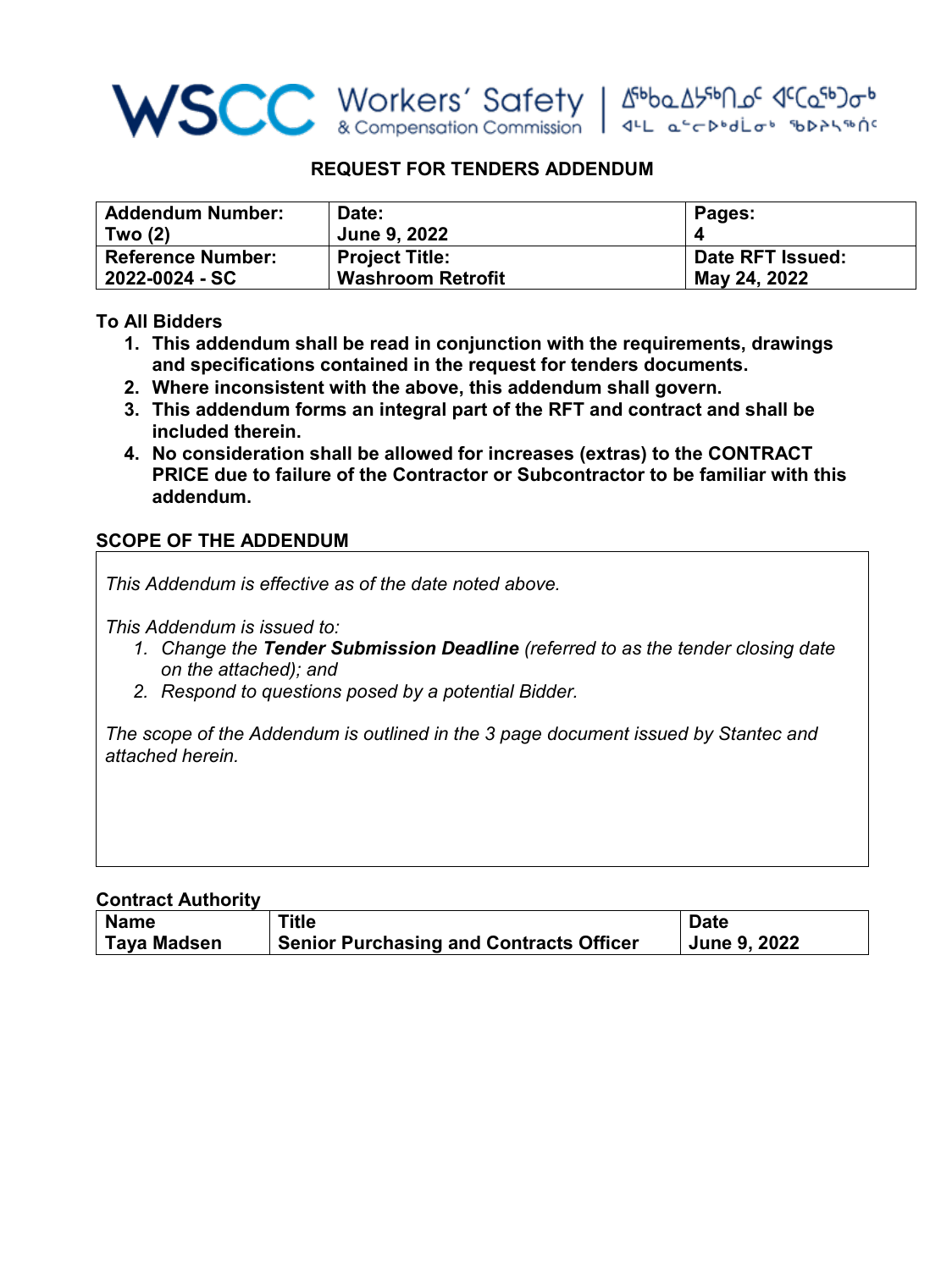WSCC Workers' Safety & Compensation Commission | ᐃᖃᓇᐃᔭᖅᑎᓄᑦ ᐊᑦᑕᓇᖅᑐᓂᒃ ᐊᒻᒪ ᓇᓪᓕᐅᑦᑎᑦᑎᓂᖅ ᖃᐅᔨᓴᖅᑎᑦ

## REQUEST FOR TENDERS ADDENDUM

| Addendum Number: Two (2) | Date: June 9, 2022 | Pages: 4 |
|---|---|---|
| Reference Number: 2022-0024 - SC | Project Title: Washroom Retrofit | Date RFT Issued: May 24, 2022 |

**To All Bidders**

1. **This addendum shall be read in conjunction with the requirements, drawings and specifications contained in the request for tenders documents.**
2. **Where inconsistent with the above, this addendum shall govern.**
3. **This addendum forms an integral part of the RFT and contract and shall be included therein.**
4. **No consideration shall be allowed for increases (extras) to the CONTRACT PRICE due to failure of the Contractor or Subcontractor to be familiar with this addendum.**

### SCOPE OF THE ADDENDUM

*This Addendum is effective as of the date noted above.*

*This Addendum is issued to:*

1. *Change the **Tender Submission Deadline** (referred to as the tender closing date on the attached); and*
2. *Respond to questions posed by a potential Bidder.*

*The scope of the Addendum is outlined in the 3 page document issued by Stantec and attached herein.*

**Contract Authority**

| Name | Title | Date |
|---|---|---|
| Taya Madsen | Senior Purchasing and Contracts Officer | June 9, 2022 |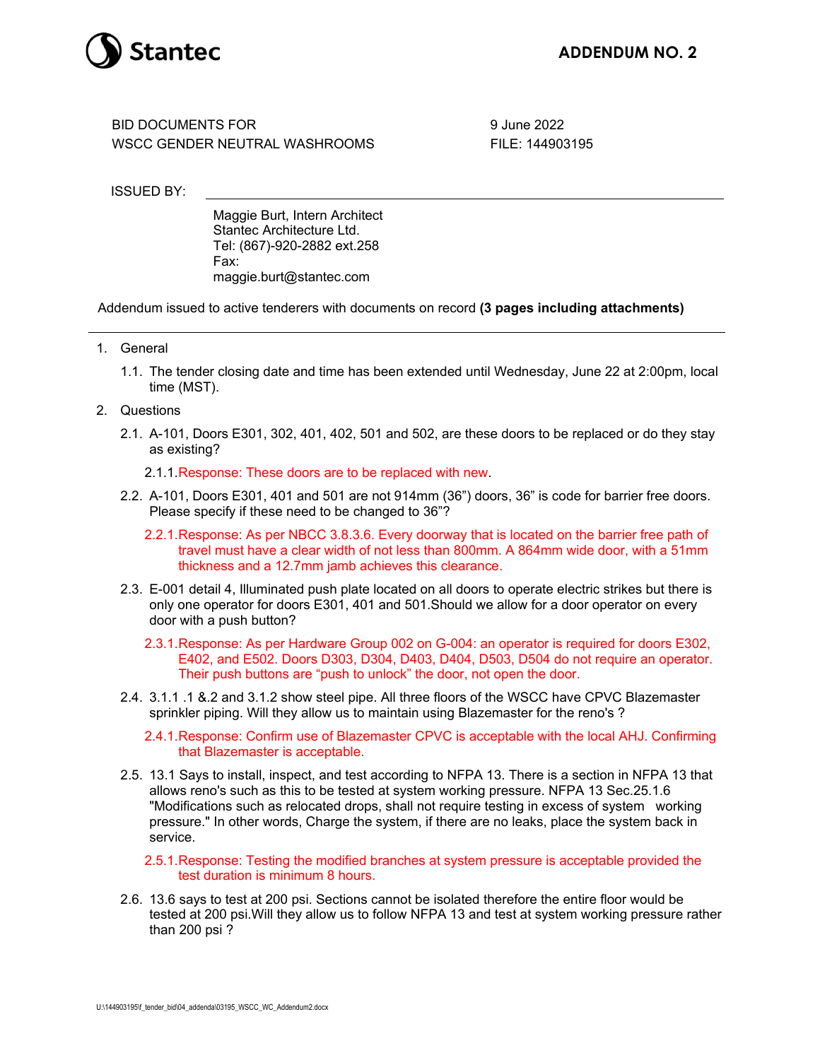Stantec

# ADDENDUM NO. 2

BID DOCUMENTS FOR
WSCC GENDER NEUTRAL WASHROOMS

9 June 2022
FILE: 144903195

ISSUED BY:

Maggie Burt, Intern Architect
Stantec Architecture Ltd.
Tel: (867)-920-2882 ext.258
Fax:
maggie.burt@stantec.com

Addendum issued to active tenderers with documents on record **(3 pages including attachments)**

---

1. General
   1.1. The tender closing date and time has been extended until Wednesday, June 22 at 2:00pm, local time (MST).
2. Questions
   2.1. A-101, Doors E301, 302, 401, 402, 501 and 502, are these doors to be replaced or do they stay as existing?
      2.1.1. Response: These doors are to be replaced with new.
   2.2. A-101, Doors E301, 401 and 501 are not 914mm (36") doors, 36" is code for barrier free doors. Please specify if these need to be changed to 36"?
      2.2.1. Response: As per NBCC 3.8.3.6. Every doorway that is located on the barrier free path of travel must have a clear width of not less than 800mm. A 864mm wide door, with a 51mm thickness and a 12.7mm jamb achieves this clearance.
   2.3. E-001 detail 4, Illuminated push plate located on all doors to operate electric strikes but there is only one operator for doors E301, 401 and 501.Should we allow for a door operator on every door with a push button?
      2.3.1. Response: As per Hardware Group 002 on G-004: an operator is required for doors E302, E402, and E502. Doors D303, D304, D403, D404, D503, D504 do not require an operator. Their push buttons are "push to unlock" the door, not open the door.
   2.4. 3.1.1 .1 &.2 and 3.1.2 show steel pipe. All three floors of the WSCC have CPVC Blazemaster sprinkler piping. Will they allow us to maintain using Blazemaster for the reno's ?
      2.4.1. Response: Confirm use of Blazemaster CPVC is acceptable with the local AHJ. Confirming that Blazemaster is acceptable.
   2.5. 13.1 Says to install, inspect, and test according to NFPA 13. There is a section in NFPA 13 that allows reno's such as this to be tested at system working pressure. NFPA 13 Sec.25.1.6 "Modifications such as relocated drops, shall not require testing in excess of system working pressure." In other words, Charge the system, if there are no leaks, place the system back in service.
      2.5.1. Response: Testing the modified branches at system pressure is acceptable provided the test duration is minimum 8 hours.
   2.6. 13.6 says to test at 200 psi. Sections cannot be isolated therefore the entire floor would be tested at 200 psi.Will they allow us to follow NFPA 13 and test at system working pressure rather than 200 psi ?

U:\144903195\f_tender_bid\04_addenda\03195_WSCC_WC_Addendum2.docx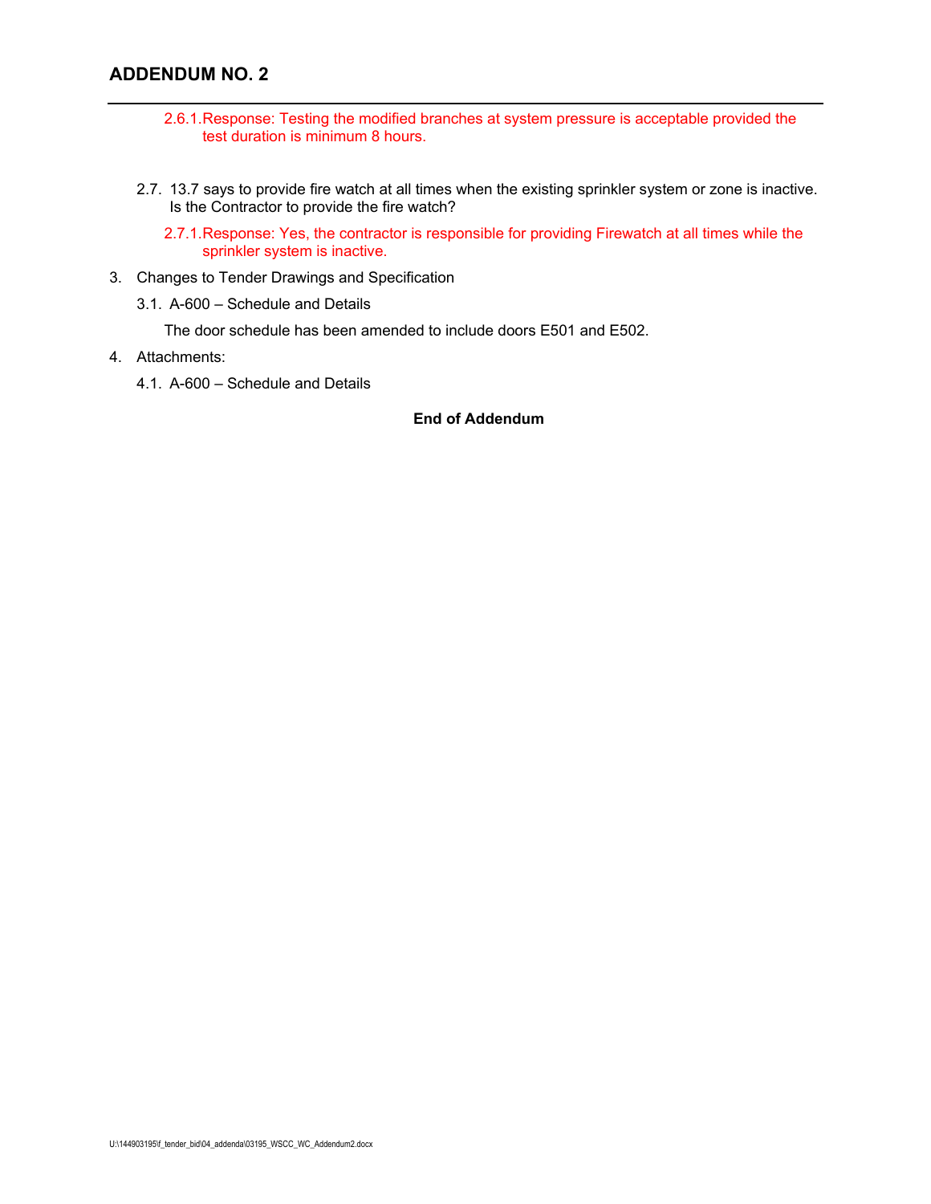2.6.1. Response: Testing the modified branches at system pressure is acceptable provided the test duration is minimum 8 hours.

2.7. 13.7 says to provide fire watch at all times when the existing sprinkler system or zone is inactive. Is the Contractor to provide the fire watch?

2.7.1. Response: Yes, the contractor is responsible for providing Firewatch at all times while the sprinkler system is inactive.

3. Changes to Tender Drawings and Specification

3.1. A-600 – Schedule and Details

The door schedule has been amended to include doors E501 and E502.

4. Attachments:

4.1. A-600 – Schedule and Details

**End of Addendum**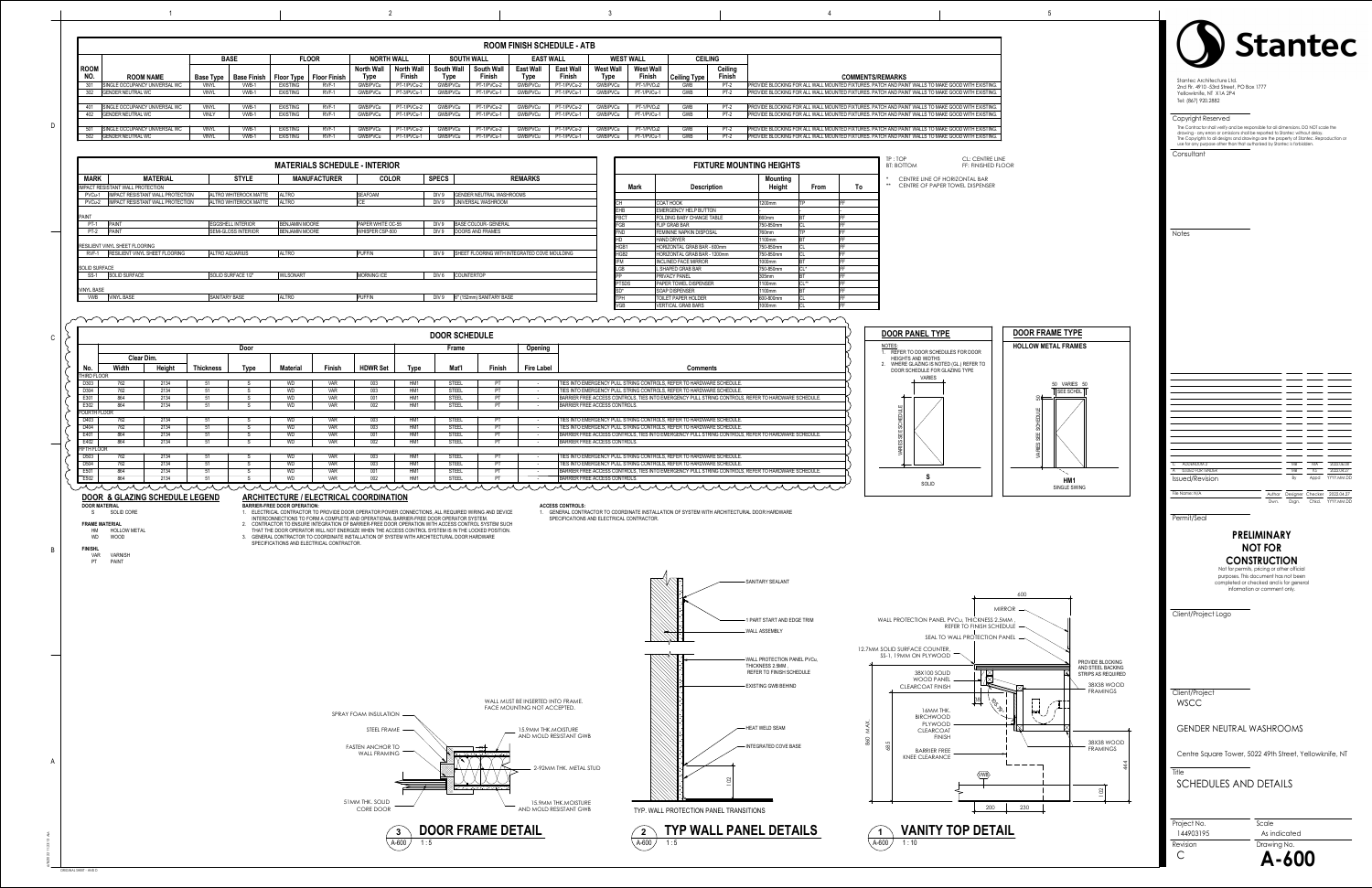# ROOM FINISH SCHEDULE - ATB

| ROOM NO. | ROOM NAME | BASE | | FLOOR | | NORTH WALL | | SOUTH WALL | | EAST WALL | | WEST WALL | | CEILING | | COMMENTS/REMARKS |
|---|---|---|---|---|---|---|---|---|---|---|---|---|---|---|---|---|
| | | Base Type | Base Finish | Floor Type | Floor Finish | North Wall Type | North Wall Finish | South Wall Type | South Wall Finish | East Wall Type | East Wall Finish | West Wall Type | West Wall Finish | Ceiling Type | Ceiling Finish | |
| 301 | SINGLE OCCUPANCY UNIVERSAL WC | VINYL | VWB-1 | EXISTING | RVF-1 | GWB/PVCu | PT-1/PVCu-2 | GWB/PVCu | PT-1/PVCu-2 | GWB/PVCu | PT-1/PVCu-2 | GWB/PVCu | PT-1/PVCu-2 | GWB | PT-2 | PROVIDE BLOCKING FOR ALL WALL MOUNTED FIXTURES. PATCH AND PAINT WALLS TO MAKE GOOD WITH EXISTING. |
| 302 | GENDER NEUTRAL WC | VINYL | VWB-1 | EXISTING | RVF-1 | GWB/PVCu | PT-3/PVCu-1 | GWB/PVCu | PT-1/PVCu-1 | GWB/PVCu | PT-1/PVCu-1 | GWB/PVCu | PT-1/PVCu-1 | GWB | PT-2 | PROVIDE BLOCKING FOR ALL WALL MOUNTED FIXTURES. PATCH AND PAINT WALLS TO MAKE GOOD WITH EXISTING. |
| 401 | SINGLE OCCUPANCY UNIVERSAL WC | VINYL | VWB-1 | EXISTING | RVF-1 | GWB/PVCu | PT-1/PVCu-2 | GWB/PVCu | PT-1/PVCu-2 | GWB/PVCu | PT-1/PVCu-2 | GWB/PVCu | PT-1/PVCu-2 | GWB | PT-2 | PROVIDE BLOCKING FOR ALL WALL MOUNTED FIXTURES. PATCH AND PAINT WALLS TO MAKE GOOD WITH EXISTING. |
| 402 | GENDER NEUTRAL WC | VINLY | VWB-1 | EXISTING | RVF-1 | GWB/PVCu | PT-1/PVCu-1 | GWB/PVCu | PT-1/PVCu-1 | GWB/PVCu | PT-1/PVCu-1 | GWB/PVCu | PT-1/PVCu-1 | GWB | PT-2 | PROVIDE BLOCKING FOR ALL WALL MOUNTED FIXTURES. PATCH AND PAINT WALLS TO MAKE GOOD WITH EXISTING. |
| 501 | SINGLE OCCUPANCY UNIVERSAL WC | VINYL | VWB-1 | EXISTING | RVF-1 | GWB/PVCu | PT-1/PVCu-2 | GWB/PVCu | PT-1/PVCu-2 | GWB/PVCu | PT-1/PVCu-2 | GWB/PVCu | PT-1/PVCu-2 | GWB | PT-2 | PROVIDE BLOCKING FOR ALL WALL MOUNTED FIXTURES. PATCH AND PAINT WALLS TO MAKE GOOD WITH EXISTING. |
| 502 | GENDER NEUTRAL WC | VINYL | VWB-1 | EXISTING | RVF-1 | GWB/PVCu | PT-1/PVCu-1 | GWB/PVCu | PT-1/PVCu-1 | GWB/PVCu | PT-1/PVCu-1 | GWB/PVCu | PT-1/PVCu-1 | GWB | PT-2 | PROVIDE BLOCKING FOR ALL WALL MOUNTED FIXTURES. PATCH AND PAINT WALLS TO MAKE GOOD WITH EXISTING. |

# MATERIALS SCHEDULE - INTERIOR

| MARK | MATERIAL | STYLE | MANUFACTURER | COLOR | SPECS | REMARKS |
|---|---|---|---|---|---|---|
| IMPACT RESISTANT WALL PROTECTION | | | | | | |
| PVCu-1 | IMPACT RESISTANT WALL PROTECTION | ALTRO WHITEROCK MATTE | ALTRO | SEAFOAM | DIV 9 | GENDER NEUTRAL WASHROOMS |
| PVCu-2 | IMPACT RESISTANT WALL PROTECTION | ALTRO WHITEROCK MATTE | ALTRO | ICE | DIV 9 | UNIVERSAL WASHROOM |
| PAINT | | | | | | |
| PT-1 | PAINT | EGGSHELL INTERIOR | BENJAMIN MOORE | PAPER WHITE OC-55 | DIV 9 | BASE COLOUR- GENERAL |
| PT-2 | PAINT | SEMI-GLOSS INTERIOR | BENJAMIN MOORE | WHISPER CSP-800 | DIV 9 | DOORS AND FRAMES |
| RESILIENT VINYL SHEET FLOORING | | | | | | |
| RVF-1 | RESILIENT VINYL SHEET FLOORING | ALTRO AQUARIUS | ALTRO | PUFFIN | DIV 9 | SHEET FLOORING WITH INTEGRATED COVE MOULDING |
| SOLID SURFACE | | | | | | |
| SS-1 | SOLID SURFACE | SOLID SURFACE 1/2" | WILSONART | MORNING ICE | DIV 6 | COUNTERTOP |
| VINYL BASE | | | | | | |
| VWB | VINYL BASE | SANITARY BASE | ALTRO | PUFFIN | DIV 9 | 6" (152mm) SANITARY BASE |

# FIXTURE MOUNTING HEIGHTS

| Mark | Description | Mounting Height | From | To |
|---|---|---|---|---|
| CH | COAT HOOK | 1200mm | TP | FF |
| EHB | EMERGENCY HELP BUTTON | | | |
| FBCT | FOLDING BABY CHANGE TABLE | 860mm | BT | FF |
| FGB | FLIP GRAB BAR | 750-850mm | CL | FF |
| FND | FEMININE NAPKIN DISPOSAL | 760mm | TP | FF |
| HD | HAND DRYER | 1100mm | BT | FF |
| HGB1 | HORIZONTAL GRAB BAR - 600mm | 750-850mm | CL | FF |
| HGB2 | HORIZONTAL GRAB BAR - 1200mm | 750-850mm | CL | FF |
| IFM | INCLINED FACE MIRROR | 1000mm | BT | FF |
| LGB | L SHAPED GRAB BAR | 750-850mm | CL* | FF |
| PP | PRIVACY PANEL | 305mm | BT | FF |
| PTSDS | PAPER TOWEL DISPENSER | 1100mm | CL** | FF |
| SD* | SOAP DISPENSER | 1100mm | BT | FF |
| TPH | TOILET PAPER HOLDER | 600-800mm | CL | FF |
| VGB | VERTICAL GRAB BARS | 1000mm | CL | FF |

TP : TOP
BT: BOTTOM
CL: CENTRE LINE
FF: FINISHED FLOOR

\* CENTRE LINE OF HORIZONTAL BAR
\** CENTRE LINE OF PAPER TOWEL DISPENSER

# DOOR SCHEDULE

| No. | Door Clear Dim. Width | Height | Thickness | Type | Material | Finish | HDWR Set | Frame Type | Mat'l | Finish | Opening Fire Label | Comments |
|---|---|---|---|---|---|---|---|---|---|---|---|---|
| THIRD FLOOR | | | | | | | | | | | | |
| D303 | 762 | 2134 | 51 | S | WD | VAR | 003 | HM1 | STEEL | PT | - | TIES INTO EMERGENCY PULL STRING CONTROLS, REFER TO HARDWARE SCHEDULE |
| D304 | 762 | 2134 | 51 | S | WD | VAR | 003 | HM1 | STEEL | PT | - | TIES INTO EMERGENCY PULL STRING CONTROLS, REFER TO HARDWARE SCHEDULE |
| E301 | 864 | 2134 | 51 | S | WD | VAR | 001 | HM1 | STEEL | PT | - | BARRIER FREE ACCESS CONTROLS, TIES INTO EMERGENCY PULL STRING CONTROLS, REFER TO HARDWARE SCHEDULE |
| E302 | 864 | 2134 | 51 | S | WD | VAR | 002 | HM1 | STEEL | PT | - | BARRIER FREE ACCESS CONTROLS |
| FOURTH FLOOR | | | | | | | | | | | | |
| D403 | 762 | 2134 | 51 | S | WD | VAR | 003 | HM1 | STEEL | PT | - | TIES INTO EMERGENCY PULL STRING CONTROLS, REFER TO HARDWARE SCHEDULE |
| D404 | 762 | 2134 | 51 | S | WD | VAR | 003 | HM1 | STEEL | PT | - | TIES INTO EMERGENCY PULL STRING CONTROLS, REFER TO HARDWARE SCHEDULE |
| E401 | 864 | 2134 | 51 | S | WD | VAR | 001 | HM1 | STEEL | PT | - | BARRIER FREE ACCESS CONTROLS, TIES INTO EMERGENCY PULL STRING CONTROLS, REFER TO HARDWARE SCHEDULE |
| E402 | 864 | 2134 | 51 | S | WD | VAR | 002 | HM1 | STEEL | PT | - | BARRIER FREE ACCESS CONTROLS |
| FIFTH FLOOR | | | | | | | | | | | | |
| D503 | 762 | 2134 | 51 | S | WD | VAR | 003 | HM1 | STEEL | PT | - | TIES INTO EMERGENCY PULL STRING CONTROLS, REFER TO HARDWARE SCHEDULE |
| D504 | 762 | 2134 | 51 | S | WD | VAR | 003 | HM1 | STEEL | PT | - | TIES INTO EMERGENCY PULL STRING CONTROLS, REFER TO HARDWARE SCHEDULE |
| E501 | 864 | 2134 | 51 | S | WD | VAR | 001 | HM1 | STEEL | PT | - | BARRIER FREE ACCESS CONTROLS, TIES INTO EMERGENCY PULL STRING CONTROLS, REFER TO HARDWARE SCHEDULE |
| E502 | 864 | 2134 | 51 | S | WD | VAR | 002 | HM1 | STEEL | PT | - | BARRIER FREE ACCESS CONTROLS |

## DOOR & GLAZING SCHEDULE LEGEND

**DOOR MATERIAL**
S SOLID CORE

**FRAME MATERIAL**
HM HOLLOW METAL
WD WOOD

**FINISH**
VAR VARNISH
PT PAINT

## ARCHITECTURE / ELECTRICAL COORDINATION

**BARRIER-FREE DOOR OPERATION:**

1. ELECTRICAL CONTRACTOR TO PROVIDE DOOR OPERATOR POWER CONNECTIONS. ALL REQUIRED WIRING AND DEVICE INTERCONNECTIONS TO FORM A COMPLETE AND OPERATIONAL BARRIER-FREE DOOR OPERATOR SYSTEM.
2. CONTRACTOR TO ENSURE INTEGRATION OF BARRIER-FREE DOOR OPERATION WITH ACCESS CONTROL SYSTEM SUCH THAT THE DOOR OPERATOR WILL NOT ENERGIZE WHEN THE ACCESS CONTROL SYSTEM IS IN THE LOCKED POSITION.
3. GENERAL CONTRACTOR TO COORDINATE INSTALLATION OF SYSTEM WITH ARCHITECTURAL DOOR HARDWARE SPECIFICATIONS AND ELECTRICAL CONTRACTOR.

**ACCESS CONTROLS:**

1. GENERAL CONTRACTOR TO COORDINATE INSTALLATION OF SYSTEM WITH ARCHITECTURAL DOOR HARDWARE SPECIFICATIONS AND ELECTRICAL CONTRACTOR.

## DOOR PANEL TYPE

NOTES:
1. REFER TO DOOR SCHEDULES FOR DOOR HEIGHTS AND WIDTHS
2. WHERE GLAZING IS NOTED (GL) REFER TO DOOR SCHEDULE FOR GLAZING TYPE

VARIES
VARIES SEE SCHEDULE

**S**
SOLID

## DOOR FRAME TYPE

HOLLOW METAL FRAMES

50 VARIES 50
SEE SCHED.
50
VARIES SEE SCHEDULE

**HM1**
SINGLE SWING

## 3 DOOR FRAME DETAIL
A-600 1 : 5

SPRAY FOAM INSULATION
STEEL FRAME
FASTEN ANCHOR TO WALL FRAMING
51MM THK. SOLID CORE DOOR
WALL MUST BE INSERTED INTO FRAME. FACE MOUNTING NOT ACCEPTED.
15.9MM THK MOISTURE AND MOLD RESISTANT GWB
2-92MM THK. METAL STUD
15.9MM THK MOISTURE AND MOLD RESISTANT GWB

## 2 TYP WALL PANEL DETAILS
A-600 1 : 5

SANITARY SEALANT
1 PART START AND EDGE TRIM
WALL ASSEMBLY
WALL PROTECTION PANEL PVCu, THICKNESS 2.5MM REFER TO FINISH SCHEDULE
EXISTING GWB BEHIND
HEAT WELD SEAM
INTEGRATED COVE BASE
102
TYP. WALL PROTECTION PANEL TRANSITIONS

## 1 VANITY TOP DETAIL
A-600 1 : 10

600
MIRROR
WALL PROTECTION PANEL PVCu, THICKNESS 2.5MM, REFER TO FINISH SCHEDULE
SEAL TO WALL PROTECTION PANEL
12.7MM SOLID SURFACE COUNTER, SS-1, 19MM ON PLYWOOD
38X100 SOLID WOOD PANEL CLEARCOAT FINISH
PROVIDE BLOCKING AND STEEL BACKING STRIPS AS REQUIRED
38X38 WOOD FRAMINGS
16MM THK. BIRCHWOOD PLYWOOD CLEARCOAT FINISH
BARRIER FREE KNEE CLEARANCE
38X38 WOOD FRAMINGS
860 MAX.
685
444
VWB
102
200
230

---

**Stantec**

Stantec Architecture Ltd.
2nd Flr. 4910 -53rd Street, PO Box 1777
Yellowknife, NT X1A 2P4
Tel: (867) 920.2882

**Copyright Reserved**

The Contractor shall verify and be responsible for all dimensions. DO NOT scale the drawing - any errors or omissions shall be reported to Stantec without delay. The Copyrights to all designs and drawings are the property of Stantec. Reproduction or use for any purpose other than that authorized by Stantec is forbidden.

Consultant

Notes

| | | | |
|---|---|---|---|
| C ADDENDUM 2 | BW | NA | 2022.06.02 |
| A ISSUED FOR TENDER | BW | KC | 2022.05.01 |
| Issued/Revision | By | Appd. | YYYY.MM.DD |

| File Name: N/A | Author | Designer | Checker | 2022.04.27 |
|---|---|---|---|---|
| | Dwn. | Dsgn. | Chkd. | YYYY.MM.DD |

Permit/Seal

**PRELIMINARY NOT FOR CONSTRUCTION**

Not for permits, pricing or other official purposes. This document has not been completed or checked and is for general information or comment only.

Client/Project Logo

Client/Project
WSCC

GENDER NEUTRAL WASHROOMS

Centre Square Tower, 5022 49th Street, Yellowknife, NT

Title
SCHEDULES AND DETAILS

| Project No. | Scale |
|---|---|
| 144903195 | As indicated |
| Revision | Drawing No. |
| C | A-600 |